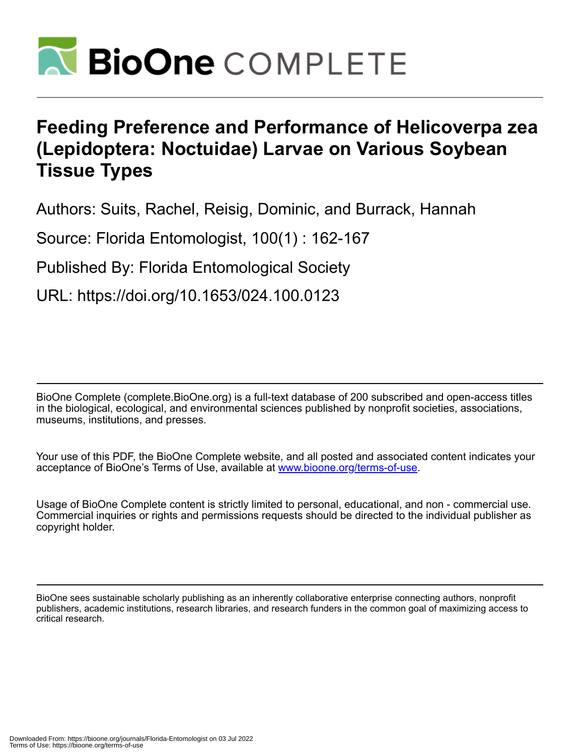# Feeding Preference and Performance of Helicoverpa zea (Lepidoptera: Noctuidae) Larvae on Various Soybean Tissue Types

Authors: Suits, Rachel, Reisig, Dominic, and Burrack, Hannah

Source: Florida Entomologist, 100(1) : 162-167

Published By: Florida Entomological Society

URL: https://doi.org/10.1653/024.100.0123

BioOne Complete (complete.BioOne.org) is a full-text database of 200 subscribed and open-access titles in the biological, ecological, and environmental sciences published by nonprofit societies, associations, museums, institutions, and presses.

Your use of this PDF, the BioOne Complete website, and all posted and associated content indicates your acceptance of BioOne's Terms of Use, available at www.bioone.org/terms-of-use.

Usage of BioOne Complete content is strictly limited to personal, educational, and non - commercial use. Commercial inquiries or rights and permissions requests should be directed to the individual publisher as copyright holder.

BioOne sees sustainable scholarly publishing as an inherently collaborative enterprise connecting authors, nonprofit publishers, academic institutions, research libraries, and research funders in the common goal of maximizing access to critical research.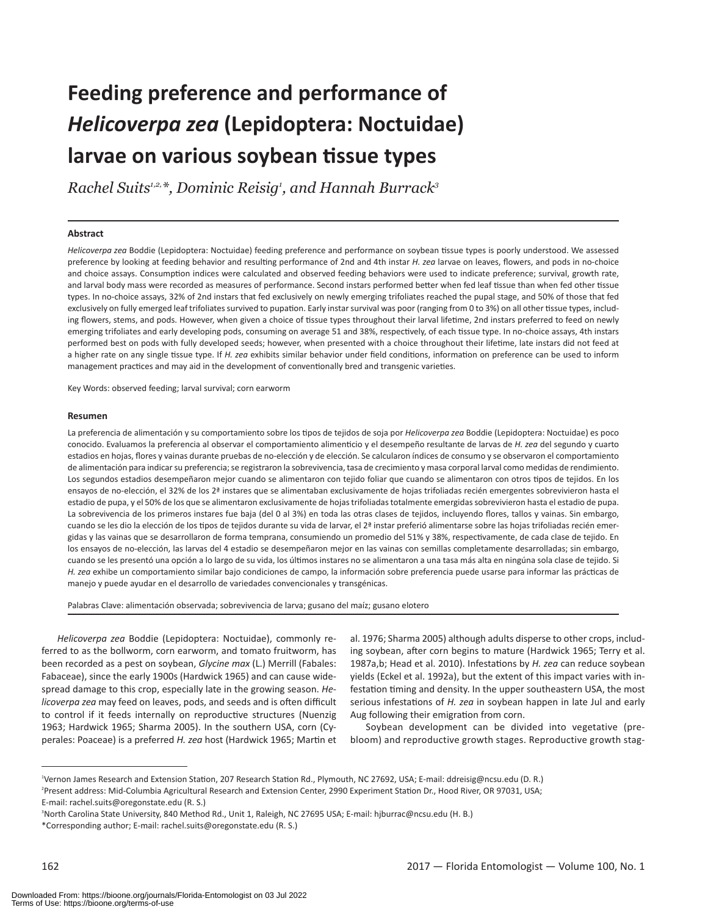# Feeding preference and performance of *Helicoverpa zea* (Lepidoptera: Noctuidae) larvae on various soybean tissue types

*Rachel Suits*[1,2,*], *Dominic Reisig*[1], *and Hannah Burrack*[3]

### Abstract

*Helicoverpa zea* Boddie (Lepidoptera: Noctuidae) feeding preference and performance on soybean tissue types is poorly understood. We assessed preference by looking at feeding behavior and resulting performance of 2nd and 4th instar *H. zea* larvae on leaves, flowers, and pods in no-choice and choice assays. Consumption indices were calculated and observed feeding behaviors were used to indicate preference; survival, growth rate, and larval body mass were recorded as measures of performance. Second instars performed better when fed leaf tissue than when fed other tissue types. In no-choice assays, 32% of 2nd instars that fed exclusively on newly emerging trifoliates reached the pupal stage, and 50% of those that fed exclusively on fully emerged leaf trifoliates survived to pupation. Early instar survival was poor (ranging from 0 to 3%) on all other tissue types, including flowers, stems, and pods. However, when given a choice of tissue types throughout their larval lifetime, 2nd instars preferred to feed on newly emerging trifoliates and early developing pods, consuming on average 51 and 38%, respectively, of each tissue type. In no-choice assays, 4th instars performed best on pods with fully developed seeds; however, when presented with a choice throughout their lifetime, late instars did not feed at a higher rate on any single tissue type. If *H. zea* exhibits similar behavior under field conditions, information on preference can be used to inform management practices and may aid in the development of conventionally bred and transgenic varieties.

Key Words: observed feeding; larval survival; corn earworm

### Resumen

La preferencia de alimentación y su comportamiento sobre los tipos de tejidos de soja por *Helicoverpa zea* Boddie (Lepidoptera: Noctuidae) es poco conocido. Evaluamos la preferencia al observar el comportamiento alimenticio y el desempeño resultante de larvas de *H. zea* del segundo y cuarto estadios en hojas, flores y vainas durante pruebas de no-elección y de elección. Se calcularon índices de consumo y se observaron el comportamiento de alimentación para indicar su preferencia; se registraron la sobrevivencia, tasa de crecimiento y masa corporal larval como medidas de rendimiento. Los segundos estadios desempeñaron mejor cuando se alimentaron con tejido foliar que cuando se alimentaron con otros tipos de tejidos. En los ensayos de no-elección, el 32% de los 2ª instares que se alimentaban exclusivamente de hojas trifoliadas recién emergentes sobrevivieron hasta el estadio de pupa, y el 50% de los que se alimentaron exclusivamente de hojas trifoliadas totalmente emergidas sobrevivieron hasta el estadio de pupa. La sobrevivencia de los primeros instares fue baja (del 0 al 3%) en toda las otras clases de tejidos, incluyendo flores, tallos y vainas. Sin embargo, cuando se les dio la elección de los tipos de tejidos durante su vida de larvar, el 2ª instar preferió alimentarse sobre las hojas trifoliadas recién emergidas y las vainas que se desarrollaron de forma temprana, consumiendo un promedio del 51% y 38%, respectivamente, de cada clase de tejido. En los ensayos de no-elección, las larvas del 4 estadio se desempeñaron mejor en las vainas con semillas completamente desarrolladas; sin embargo, cuando se les presentó una opción a lo largo de su vida, los últimos instares no se alimentaron a una tasa más alta en ningúna sola clase de tejido. Si *H. zea* exhibe un comportamiento similar bajo condiciones de campo, la información sobre preferencia puede usarse para informar las prácticas de manejo y puede ayudar en el desarrollo de variedades convencionales y transgénicas.

Palabras Clave: alimentación observada; sobrevivencia de larva; gusano del maíz; gusano elotero

*Helicoverpa zea* Boddie (Lepidoptera: Noctuidae), commonly referred to as the bollworm, corn earworm, and tomato fruitworm, has been recorded as a pest on soybean, *Glycine max* (L.) Merrill (Fabales: Fabaceae), since the early 1900s (Hardwick 1965) and can cause widespread damage to this crop, especially late in the growing season. *Helicoverpa zea* may feed on leaves, pods, and seeds and is often difficult to control if it feeds internally on reproductive structures (Nuenzig 1963; Hardwick 1965; Sharma 2005). In the southern USA, corn (Cyperales: Poaceae) is a preferred *H. zea* host (Hardwick 1965; Martin et al. 1976; Sharma 2005) although adults disperse to other crops, including soybean, after corn begins to mature (Hardwick 1965; Terry et al. 1987a,b; Head et al. 2010). Infestations by *H. zea* can reduce soybean yields (Eckel et al. 1992a), but the extent of this impact varies with infestation timing and density. In the upper southeastern USA, the most serious infestations of *H. zea* in soybean happen in late Jul and early Aug following their emigration from corn.

Soybean development can be divided into vegetative (prebloom) and reproductive growth stages. Reproductive growth stag-

[1]Vernon James Research and Extension Station, 207 Research Station Rd., Plymouth, NC 27692, USA; E-mail: ddreisig@ncsu.edu (D. R.)
[2]Present address: Mid-Columbia Agricultural Research and Extension Center, 2990 Experiment Station Dr., Hood River, OR 97031, USA; E-mail: rachel.suits@oregonstate.edu (R. S.)
[3]North Carolina State University, 840 Method Rd., Unit 1, Raleigh, NC 27695 USA; E-mail: hjburrac@ncsu.edu (H. B.)
*Corresponding author; E-mail: rachel.suits@oregonstate.edu (R. S.)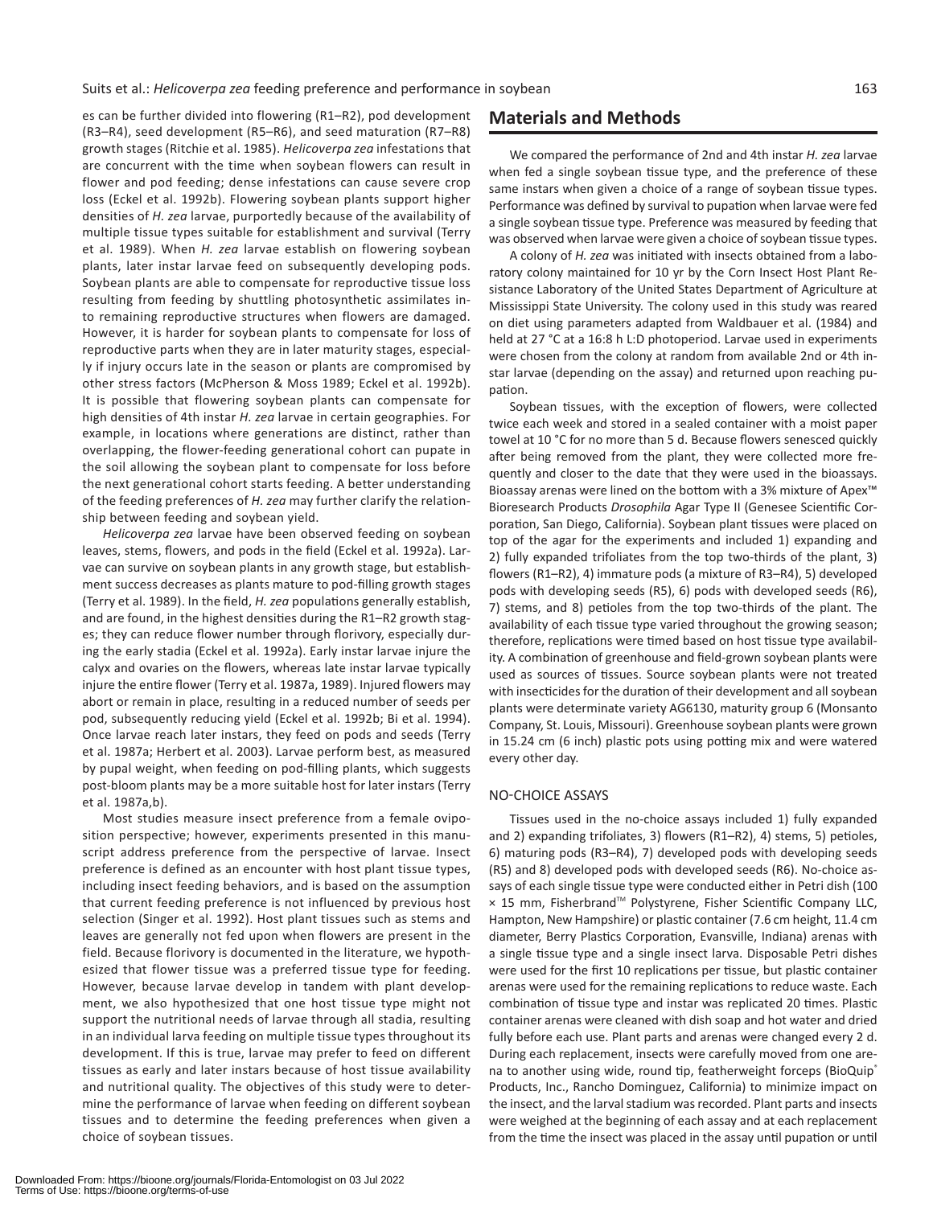es can be further divided into flowering (R1–R2), pod development (R3–R4), seed development (R5–R6), and seed maturation (R7–R8) growth stages (Ritchie et al. 1985). *Helicoverpa zea* infestations that are concurrent with the time when soybean flowers can result in flower and pod feeding; dense infestations can cause severe crop loss (Eckel et al. 1992b). Flowering soybean plants support higher densities of *H. zea* larvae, purportedly because of the availability of multiple tissue types suitable for establishment and survival (Terry et al. 1989). When *H. zea* larvae establish on flowering soybean plants, later instar larvae feed on subsequently developing pods. Soybean plants are able to compensate for reproductive tissue loss resulting from feeding by shuttling photosynthetic assimilates into remaining reproductive structures when flowers are damaged. However, it is harder for soybean plants to compensate for loss of reproductive parts when they are in later maturity stages, especially if injury occurs late in the season or plants are compromised by other stress factors (McPherson & Moss 1989; Eckel et al. 1992b). It is possible that flowering soybean plants can compensate for high densities of 4th instar *H. zea* larvae in certain geographies. For example, in locations where generations are distinct, rather than overlapping, the flower-feeding generational cohort can pupate in the soil allowing the soybean plant to compensate for loss before the next generational cohort starts feeding. A better understanding of the feeding preferences of *H. zea* may further clarify the relationship between feeding and soybean yield.

*Helicoverpa zea* larvae have been observed feeding on soybean leaves, stems, flowers, and pods in the field (Eckel et al. 1992a). Larvae can survive on soybean plants in any growth stage, but establishment success decreases as plants mature to pod-filling growth stages (Terry et al. 1989). In the field, *H. zea* populations generally establish, and are found, in the highest densities during the R1–R2 growth stages; they can reduce flower number through florivory, especially during the early stadia (Eckel et al. 1992a). Early instar larvae injure the calyx and ovaries on the flowers, whereas late instar larvae typically injure the entire flower (Terry et al. 1987a, 1989). Injured flowers may abort or remain in place, resulting in a reduced number of seeds per pod, subsequently reducing yield (Eckel et al. 1992b; Bi et al. 1994). Once larvae reach later instars, they feed on pods and seeds (Terry et al. 1987a; Herbert et al. 2003). Larvae perform best, as measured by pupal weight, when feeding on pod-filling plants, which suggests post-bloom plants may be a more suitable host for later instars (Terry et al. 1987a,b).

Most studies measure insect preference from a female oviposition perspective; however, experiments presented in this manuscript address preference from the perspective of larvae. Insect preference is defined as an encounter with host plant tissue types, including insect feeding behaviors, and is based on the assumption that current feeding preference is not influenced by previous host selection (Singer et al. 1992). Host plant tissues such as stems and leaves are generally not fed upon when flowers are present in the field. Because florivory is documented in the literature, we hypothesized that flower tissue was a preferred tissue type for feeding. However, because larvae develop in tandem with plant development, we also hypothesized that one host tissue type might not support the nutritional needs of larvae through all stadia, resulting in an individual larva feeding on multiple tissue types throughout its development. If this is true, larvae may prefer to feed on different tissues as early and later instars because of host tissue availability and nutritional quality. The objectives of this study were to determine the performance of larvae when feeding on different soybean tissues and to determine the feeding preferences when given a choice of soybean tissues.

## Materials and Methods

We compared the performance of 2nd and 4th instar *H. zea* larvae when fed a single soybean tissue type, and the preference of these same instars when given a choice of a range of soybean tissue types. Performance was defined by survival to pupation when larvae were fed a single soybean tissue type. Preference was measured by feeding that was observed when larvae were given a choice of soybean tissue types.

A colony of *H. zea* was initiated with insects obtained from a laboratory colony maintained for 10 yr by the Corn Insect Host Plant Resistance Laboratory of the United States Department of Agriculture at Mississippi State University. The colony used in this study was reared on diet using parameters adapted from Waldbauer et al. (1984) and held at 27 °C at a 16:8 h L:D photoperiod. Larvae used in experiments were chosen from the colony at random from available 2nd or 4th instar larvae (depending on the assay) and returned upon reaching pupation.

Soybean tissues, with the exception of flowers, were collected twice each week and stored in a sealed container with a moist paper towel at 10 °C for no more than 5 d. Because flowers senesced quickly after being removed from the plant, they were collected more frequently and closer to the date that they were used in the bioassays. Bioassay arenas were lined on the bottom with a 3% mixture of Apex™ Bioresearch Products *Drosophila* Agar Type II (Genesee Scientific Corporation, San Diego, California). Soybean plant tissues were placed on top of the agar for the experiments and included 1) expanding and 2) fully expanded trifoliates from the top two-thirds of the plant, 3) flowers (R1–R2), 4) immature pods (a mixture of R3–R4), 5) developed pods with developing seeds (R5), 6) pods with developed seeds (R6), 7) stems, and 8) petioles from the top two-thirds of the plant. The availability of each tissue type varied throughout the growing season; therefore, replications were timed based on host tissue type availability. A combination of greenhouse and field-grown soybean plants were used as sources of tissues. Source soybean plants were not treated with insecticides for the duration of their development and all soybean plants were determinate variety AG6130, maturity group 6 (Monsanto Company, St. Louis, Missouri). Greenhouse soybean plants were grown in 15.24 cm (6 inch) plastic pots using potting mix and were watered every other day.

### NO-CHOICE ASSAYS

Tissues used in the no-choice assays included 1) fully expanded and 2) expanding trifoliates, 3) flowers (R1–R2), 4) stems, 5) petioles, 6) maturing pods (R3–R4), 7) developed pods with developing seeds (R5) and 8) developed pods with developed seeds (R6). No-choice assays of each single tissue type were conducted either in Petri dish (100 × 15 mm, Fisherbrand™ Polystyrene, Fisher Scientific Company LLC, Hampton, New Hampshire) or plastic container (7.6 cm height, 11.4 cm diameter, Berry Plastics Corporation, Evansville, Indiana) arenas with a single tissue type and a single insect larva. Disposable Petri dishes were used for the first 10 replications per tissue, but plastic container arenas were used for the remaining replications to reduce waste. Each combination of tissue type and instar was replicated 20 times. Plastic container arenas were cleaned with dish soap and hot water and dried fully before each use. Plant parts and arenas were changed every 2 d. During each replacement, insects were carefully moved from one arena to another using wide, round tip, featherweight forceps (BioQuip® Products, Inc., Rancho Dominguez, California) to minimize impact on the insect, and the larval stadium was recorded. Plant parts and insects were weighed at the beginning of each assay and at each replacement from the time the insect was placed in the assay until pupation or until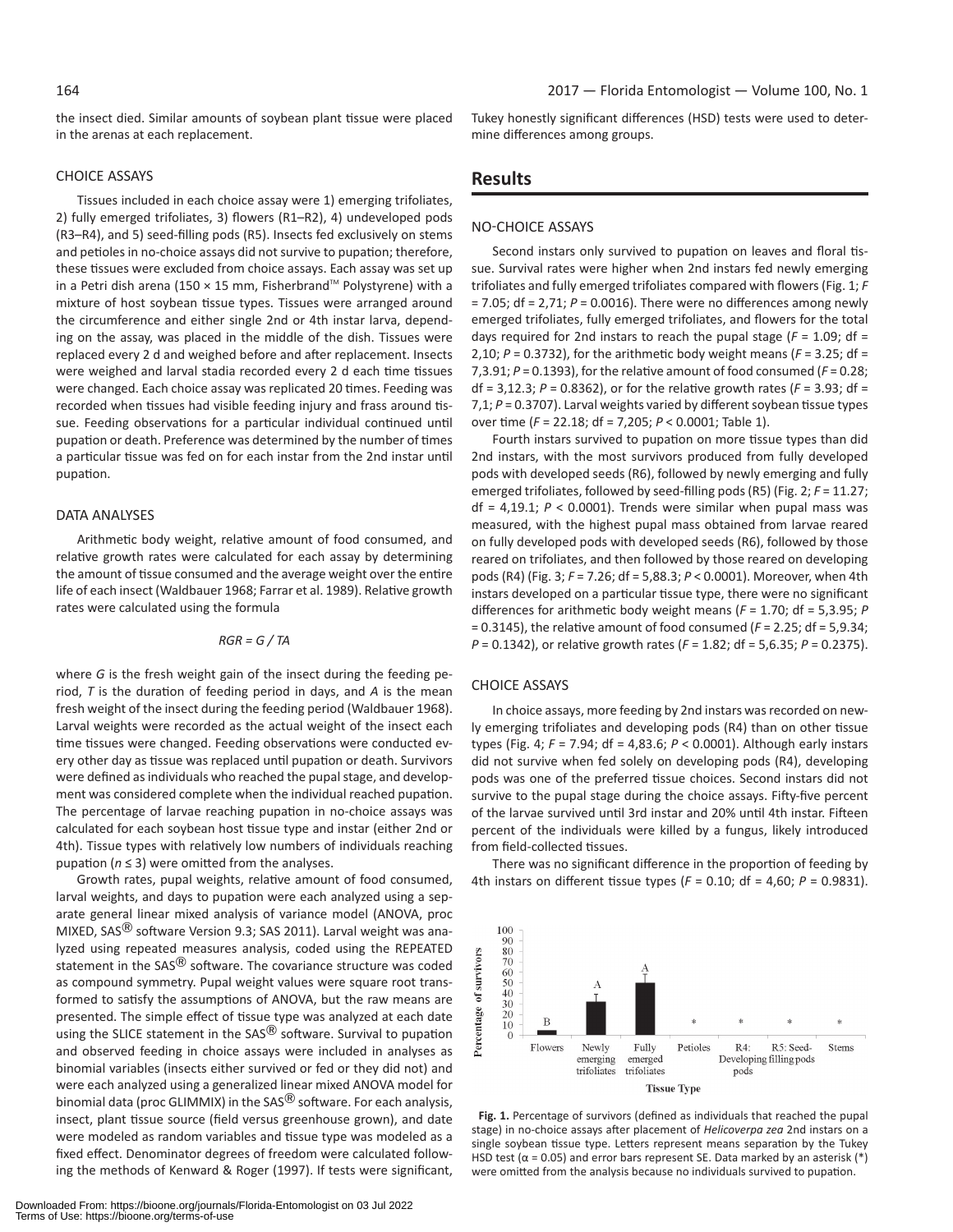the insect died. Similar amounts of soybean plant tissue were placed in the arenas at each replacement.

### CHOICE ASSAYS

Tissues included in each choice assay were 1) emerging trifoliates, 2) fully emerged trifoliates, 3) flowers (R1–R2), 4) undeveloped pods (R3–R4), and 5) seed-filling pods (R5). Insects fed exclusively on stems and petioles in no-choice assays did not survive to pupation; therefore, these tissues were excluded from choice assays. Each assay was set up in a Petri dish arena (150 × 15 mm, Fisherbrand™ Polystyrene) with a mixture of host soybean tissue types. Tissues were arranged around the circumference and either single 2nd or 4th instar larva, depending on the assay, was placed in the middle of the dish. Tissues were replaced every 2 d and weighed before and after replacement. Insects were weighed and larval stadia recorded every 2 d each time tissues were changed. Each choice assay was replicated 20 times. Feeding was recorded when tissues had visible feeding injury and frass around tissue. Feeding observations for a particular individual continued until pupation or death. Preference was determined by the number of times a particular tissue was fed on for each instar from the 2nd instar until pupation.

### DATA ANALYSES

Arithmetic body weight, relative amount of food consumed, and relative growth rates were calculated for each assay by determining the amount of tissue consumed and the average weight over the entire life of each insect (Waldbauer 1968; Farrar et al. 1989). Relative growth rates were calculated using the formula

$$RGR = G / TA$$

where $G$ is the fresh weight gain of the insect during the feeding period, $T$ is the duration of feeding period in days, and $A$ is the mean fresh weight of the insect during the feeding period (Waldbauer 1968). Larval weights were recorded as the actual weight of the insect each time tissues were changed. Feeding observations were conducted every other day as tissue was replaced until pupation or death. Survivors were defined as individuals who reached the pupal stage, and development was considered complete when the individual reached pupation. The percentage of larvae reaching pupation in no-choice assays was calculated for each soybean host tissue type and instar (either 2nd or 4th). Tissue types with relatively low numbers of individuals reaching pupation ($n \leq 3$) were omitted from the analyses.

Growth rates, pupal weights, relative amount of food consumed, larval weights, and days to pupation were each analyzed using a separate general linear mixed analysis of variance model (ANOVA, proc MIXED, SAS® software Version 9.3; SAS 2011). Larval weight was analyzed using repeated measures analysis, coded using the REPEATED statement in the SAS® software. The covariance structure was coded as compound symmetry. Pupal weight values were square root transformed to satisfy the assumptions of ANOVA, but the raw means are presented. The simple effect of tissue type was analyzed at each date using the SLICE statement in the SAS® software. Survival to pupation and observed feeding in choice assays were included in analyses as binomial variables (insects either survived or fed or they did not) and were each analyzed using a generalized linear mixed ANOVA model for binomial data (proc GLIMMIX) in the SAS® software. For each analysis, insect, plant tissue source (field versus greenhouse grown), and date were modeled as random variables and tissue type was modeled as a fixed effect. Denominator degrees of freedom were calculated following the methods of Kenward & Roger (1997). If tests were significant, Tukey honestly significant differences (HSD) tests were used to determine differences among groups.

## Results

### NO-CHOICE ASSAYS

Second instars only survived to pupation on leaves and floral tissue. Survival rates were higher when 2nd instars fed newly emerging trifoliates and fully emerged trifoliates compared with flowers (Fig. 1; $F = 7.05$; df = 2,71; $P = 0.0016$). There were no differences among newly emerged trifoliates, fully emerged trifoliates, and flowers for the total days required for 2nd instars to reach the pupal stage ($F = 1.09$; df = 2,10; $P = 0.3732$), for the arithmetic body weight means ($F = 3.25$; df = 7,3.91; $P = 0.1393$), for the relative amount of food consumed ($F = 0.28$; df = 3,12.3; $P = 0.8362$), or for the relative growth rates ($F = 3.93$; df = 7,1; $P = 0.3707$). Larval weights varied by different soybean tissue types over time ($F = 22.18$; df = 7,205; $P < 0.0001$; Table 1).

Fourth instars survived to pupation on more tissue types than did 2nd instars, with the most survivors produced from fully developed pods with developed seeds (R6), followed by newly emerging and fully emerged trifoliates, followed by seed-filling pods (R5) (Fig. 2; $F = 11.27$; df = 4,19.1; $P < 0.0001$). Trends were similar when pupal mass was measured, with the highest pupal mass obtained from larvae reared on fully developed pods with developed seeds (R6), followed by those reared on trifoliates, and then followed by those reared on developing pods (R4) (Fig. 3; $F = 7.26$; df = 5,88.3; $P < 0.0001$). Moreover, when 4th instars developed on a particular tissue type, there were no significant differences for arithmetic body weight means ($F = 1.70$; df = 5,3.95; $P = 0.3145$), the relative amount of food consumed ($F = 2.25$; df = 5,9.34; $P = 0.1342$), or relative growth rates ($F = 1.82$; df = 5,6.35; $P = 0.2375$).

### CHOICE ASSAYS

In choice assays, more feeding by 2nd instars was recorded on newly emerging trifoliates and developing pods (R4) than on other tissue types (Fig. 4; $F = 7.94$; df = 4,83.6; $P < 0.0001$). Although early instars did not survive when fed solely on developing pods (R4), developing pods was one of the preferred tissue choices. Second instars did not survive to the pupal stage during the choice assays. Fifty-five percent of the larvae survived until 3rd instar and 20% until 4th instar. Fifteen percent of the individuals were killed by a fungus, likely introduced from field-collected tissues.

There was no significant difference in the proportion of feeding by 4th instars on different tissue types ($F = 0.10$; df = 4,60; $P = 0.9831$).

**Fig. 1.** Percentage of survivors (defined as individuals that reached the pupal stage) in no-choice assays after placement of *Helicoverpa zea* 2nd instars on a single soybean tissue type. Letters represent means separation by the Tukey HSD test (α = 0.05) and error bars represent SE. Data marked by an asterisk (*) were omitted from the analysis because no individuals survived to pupation.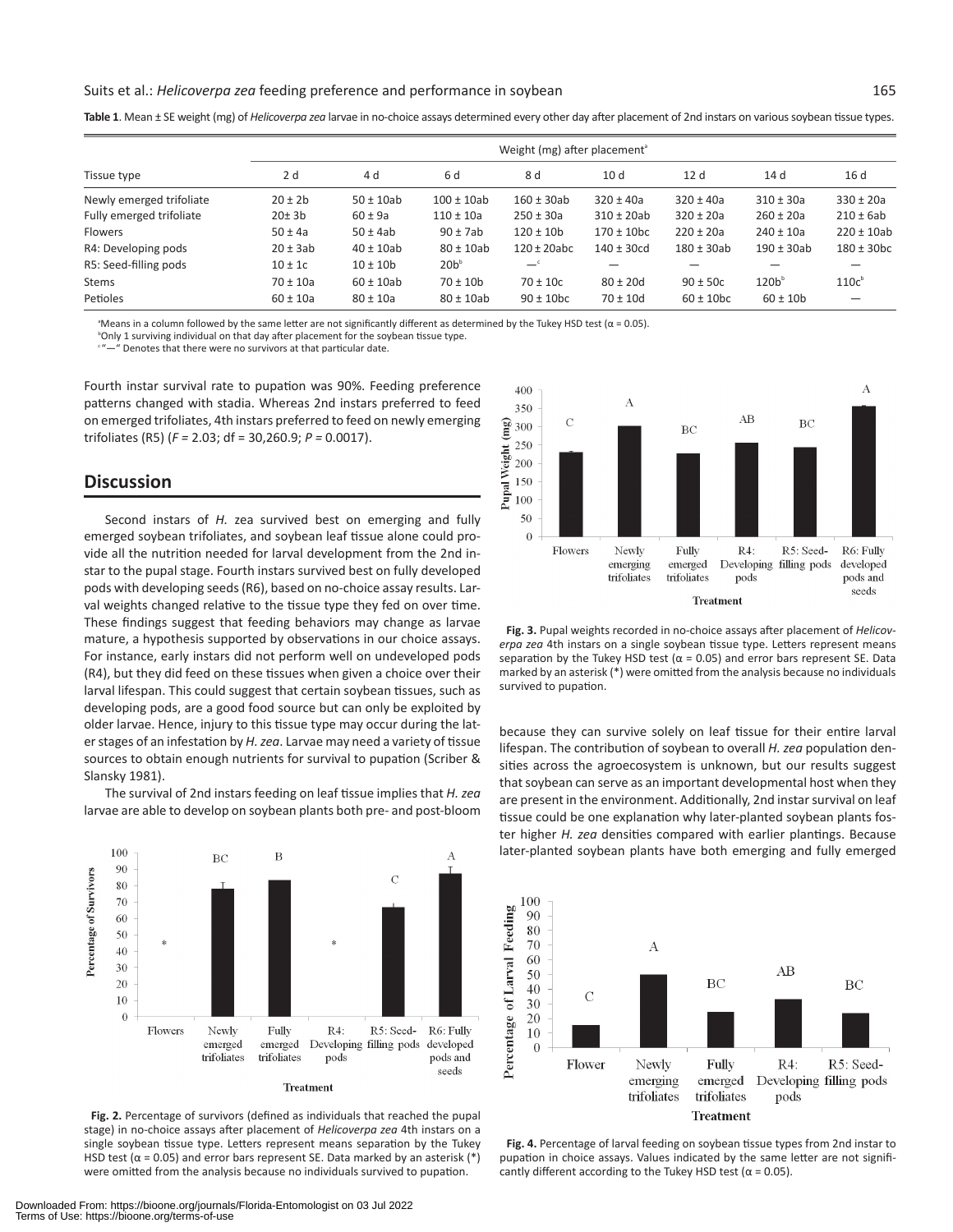**Table 1**. Mean ± SE weight (mg) of *Helicoverpa zea* larvae in no-choice assays determined every other day after placement of 2nd instars on various soybean tissue types.

| Tissue type | Weight (mg) after placement[a] | | | | | | | |
|---|---|---|---|---|---|---|---|---|
| | 2 d | 4 d | 6 d | 8 d | 10 d | 12 d | 14 d | 16 d |
| Newly emerged trifoliate | 20 ± 2b | 50 ± 10ab | 100 ± 10ab | 160 ± 30ab | 320 ± 40a | 320 ± 40a | 310 ± 30a | 330 ± 20a |
| Fully emerged trifoliate | 20± 3b | 60 ± 9a | 110 ± 10a | 250 ± 30a | 310 ± 20ab | 320 ± 20a | 260 ± 20a | 210 ± 6ab |
| Flowers | 50 ± 4a | 50 ± 4ab | 90 ± 7ab | 120 ± 10b | 170 ± 10bc | 220 ± 20a | 240 ± 10a | 220 ± 10ab |
| R4: Developing pods | 20 ± 3ab | 40 ± 10ab | 80 ± 10ab | 120 ± 20abc | 140 ± 30cd | 180 ± 30ab | 190 ± 30ab | 180 ± 30bc |
| R5: Seed-filling pods | 10 ± 1c | 10 ± 10b | 20b[b] | —[c] | — | — | — | — |
| Stems | 70 ± 10a | 60 ± 10ab | 70 ± 10b | 70 ± 10c | 80 ± 20d | 90 ± 50c | 120b[b] | 110c[b] |
| Petioles | 60 ± 10a | 80 ± 10a | 80 ± 10ab | 90 ± 10bc | 70 ± 10d | 60 ± 10bc | 60 ± 10b | — |

[a]Means in a column followed by the same letter are not significantly different as determined by the Tukey HSD test (α = 0.05).
[b]Only 1 surviving individual on that day after placement for the soybean tissue type.
[c]"—" Denotes that there were no survivors at that particular date.

Fourth instar survival rate to pupation was 90%. Feeding preference patterns changed with stadia. Whereas 2nd instars preferred to feed on emerged trifoliates, 4th instars preferred to feed on newly emerging trifoliates (R5) ($F = 2.03$; df = 30,260.9; $P = 0.0017$).

## Discussion

Second instars of *H.* zea survived best on emerging and fully emerged soybean trifoliates, and soybean leaf tissue alone could provide all the nutrition needed for larval development from the 2nd instar to the pupal stage. Fourth instars survived best on fully developed pods with developing seeds (R6), based on no-choice assay results. Larval weights changed relative to the tissue type they fed on over time. These findings suggest that feeding behaviors may change as larvae mature, a hypothesis supported by observations in our choice assays. For instance, early instars did not perform well on undeveloped pods (R4), but they did feed on these tissues when given a choice over their larval lifespan. This could suggest that certain soybean tissues, such as developing pods, are a good food source but can only be exploited by older larvae. Hence, injury to this tissue type may occur during the later stages of an infestation by *H. zea*. Larvae may need a variety of tissue sources to obtain enough nutrients for survival to pupation (Scriber & Slansky 1981).

The survival of 2nd instars feeding on leaf tissue implies that *H. zea* larvae are able to develop on soybean plants both pre- and post-bloom because they can survive solely on leaf tissue for their entire larval lifespan. The contribution of soybean to overall *H. zea* population densities across the agroecosystem is unknown, but our results suggest that soybean can serve as an important developmental host when they are present in the environment. Additionally, 2nd instar survival on leaf tissue could be one explanation why later-planted soybean plants foster higher *H. zea* densities compared with earlier plantings. Because later-planted soybean plants have both emerging and fully emerged

**Fig. 2.** Percentage of survivors (defined as individuals that reached the pupal stage) in no-choice assays after placement of *Helicoverpa zea* 4th instars on a single soybean tissue type. Letters represent means separation by the Tukey HSD test (α = 0.05) and error bars represent SE. Data marked by an asterisk (*) were omitted from the analysis because no individuals survived to pupation.

**Fig. 3.** Pupal weights recorded in no-choice assays after placement of *Helicoverpa zea* 4th instars on a single soybean tissue type. Letters represent means separation by the Tukey HSD test (α = 0.05) and error bars represent SE. Data marked by an asterisk (*) were omitted from the analysis because no individuals survived to pupation.

**Fig. 4.** Percentage of larval feeding on soybean tissue types from 2nd instar to pupation in choice assays. Values indicated by the same letter are not significantly different according to the Tukey HSD test (α = 0.05).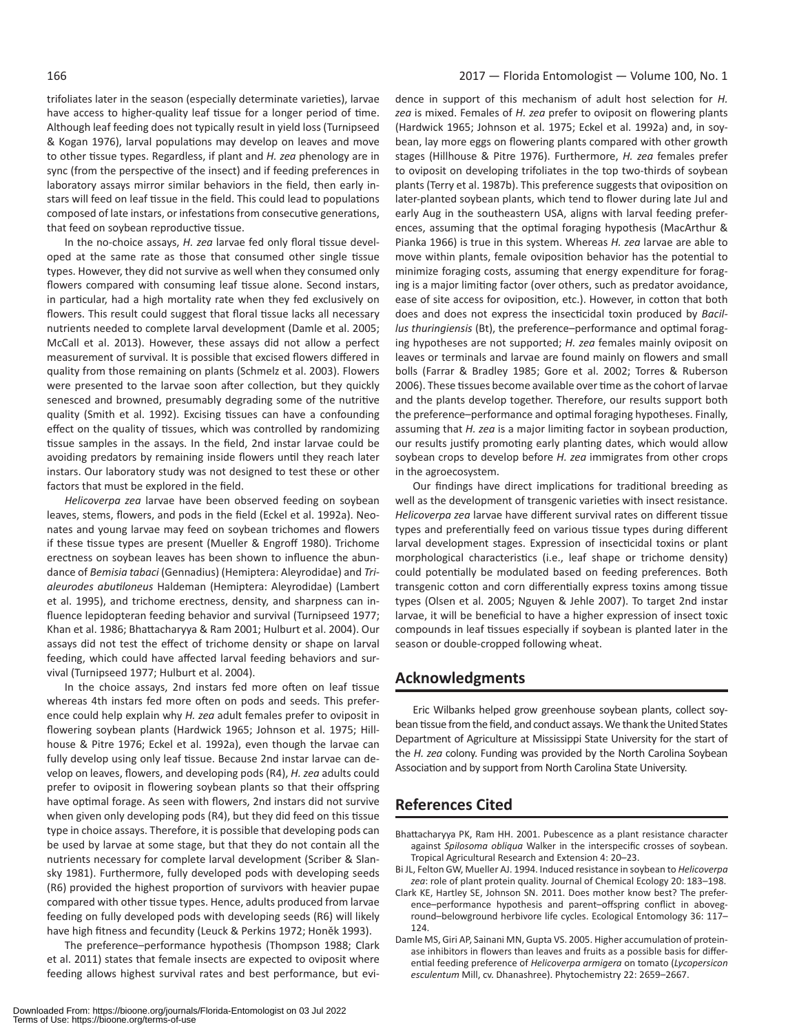trifoliates later in the season (especially determinate varieties), larvae have access to higher-quality leaf tissue for a longer period of time. Although leaf feeding does not typically result in yield loss (Turnipseed & Kogan 1976), larval populations may develop on leaves and move to other tissue types. Regardless, if plant and *H. zea* phenology are in sync (from the perspective of the insect) and if feeding preferences in laboratory assays mirror similar behaviors in the field, then early instars will feed on leaf tissue in the field. This could lead to populations composed of late instars, or infestations from consecutive generations, that feed on soybean reproductive tissue.

In the no-choice assays, *H. zea* larvae fed only floral tissue developed at the same rate as those that consumed other single tissue types. However, they did not survive as well when they consumed only flowers compared with consuming leaf tissue alone. Second instars, in particular, had a high mortality rate when they fed exclusively on flowers. This result could suggest that floral tissue lacks all necessary nutrients needed to complete larval development (Damle et al. 2005; McCall et al. 2013). However, these assays did not allow a perfect measurement of survival. It is possible that excised flowers differed in quality from those remaining on plants (Schmelz et al. 2003). Flowers were presented to the larvae soon after collection, but they quickly senesced and browned, presumably degrading some of the nutritive quality (Smith et al. 1992). Excising tissues can have a confounding effect on the quality of tissues, which was controlled by randomizing tissue samples in the assays. In the field, 2nd instar larvae could be avoiding predators by remaining inside flowers until they reach later instars. Our laboratory study was not designed to test these or other factors that must be explored in the field.

*Helicoverpa zea* larvae have been observed feeding on soybean leaves, stems, flowers, and pods in the field (Eckel et al. 1992a). Neonates and young larvae may feed on soybean trichomes and flowers if these tissue types are present (Mueller & Engroff 1980). Trichome erectness on soybean leaves has been shown to influence the abundance of *Bemisia tabaci* (Gennadius) (Hemiptera: Aleyrodidae) and *Trialeurodes abutiloneus* Haldeman (Hemiptera: Aleyrodidae) (Lambert et al. 1995), and trichome erectness, density, and sharpness can influence lepidopteran feeding behavior and survival (Turnipseed 1977; Khan et al. 1986; Bhattacharyya & Ram 2001; Hulburt et al. 2004). Our assays did not test the effect of trichome density or shape on larval feeding, which could have affected larval feeding behaviors and survival (Turnipseed 1977; Hulburt et al. 2004).

In the choice assays, 2nd instars fed more often on leaf tissue whereas 4th instars fed more often on pods and seeds. This preference could help explain why *H. zea* adult females prefer to oviposit in flowering soybean plants (Hardwick 1965; Johnson et al. 1975; Hillhouse & Pitre 1976; Eckel et al. 1992a), even though the larvae can fully develop using only leaf tissue. Because 2nd instar larvae can develop on leaves, flowers, and developing pods (R4), *H. zea* adults could prefer to oviposit in flowering soybean plants so that their offspring have optimal forage. As seen with flowers, 2nd instars did not survive when given only developing pods (R4), but they did feed on this tissue type in choice assays. Therefore, it is possible that developing pods can be used by larvae at some stage, but that they do not contain all the nutrients necessary for complete larval development (Scriber & Slansky 1981). Furthermore, fully developed pods with developing seeds (R6) provided the highest proportion of survivors with heavier pupae compared with other tissue types. Hence, adults produced from larvae feeding on fully developed pods with developing seeds (R6) will likely have high fitness and fecundity (Leuck & Perkins 1972; Honěk 1993).

The preference–performance hypothesis (Thompson 1988; Clark et al. 2011) states that female insects are expected to oviposit where feeding allows highest survival rates and best performance, but evidence in support of this mechanism of adult host selection for *H. zea* is mixed. Females of *H. zea* prefer to oviposit on flowering plants (Hardwick 1965; Johnson et al. 1975; Eckel et al. 1992a) and, in soybean, lay more eggs on flowering plants compared with other growth stages (Hillhouse & Pitre 1976). Furthermore, *H. zea* females prefer to oviposit on developing trifoliates in the top two-thirds of soybean plants (Terry et al. 1987b). This preference suggests that oviposition on later-planted soybean plants, which tend to flower during late Jul and early Aug in the southeastern USA, aligns with larval feeding preferences, assuming that the optimal foraging hypothesis (MacArthur & Pianka 1966) is true in this system. Whereas *H. zea* larvae are able to move within plants, female oviposition behavior has the potential to minimize foraging costs, assuming that energy expenditure for foraging is a major limiting factor (over others, such as predator avoidance, ease of site access for oviposition, etc.). However, in cotton that both does and does not express the insecticidal toxin produced by *Bacillus thuringiensis* (Bt), the preference–performance and optimal foraging hypotheses are not supported; *H. zea* females mainly oviposit on leaves or terminals and larvae are found mainly on flowers and small bolls (Farrar & Bradley 1985; Gore et al. 2002; Torres & Ruberson 2006). These tissues become available over time as the cohort of larvae and the plants develop together. Therefore, our results support both the preference–performance and optimal foraging hypotheses. Finally, assuming that *H. zea* is a major limiting factor in soybean production, our results justify promoting early planting dates, which would allow soybean crops to develop before *H. zea* immigrates from other crops in the agroecosystem.

Our findings have direct implications for traditional breeding as well as the development of transgenic varieties with insect resistance. *Helicoverpa zea* larvae have different survival rates on different tissue types and preferentially feed on various tissue types during different larval development stages. Expression of insecticidal toxins or plant morphological characteristics (i.e., leaf shape or trichome density) could potentially be modulated based on feeding preferences. Both transgenic cotton and corn differentially express toxins among tissue types (Olsen et al. 2005; Nguyen & Jehle 2007). To target 2nd instar larvae, it will be beneficial to have a higher expression of insect toxic compounds in leaf tissues especially if soybean is planted later in the season or double-cropped following wheat.

## Acknowledgments

Eric Wilbanks helped grow greenhouse soybean plants, collect soybean tissue from the field, and conduct assays. We thank the United States Department of Agriculture at Mississippi State University for the start of the *H. zea* colony. Funding was provided by the North Carolina Soybean Association and by support from North Carolina State University.

## References Cited

Bhattacharyya PK, Ram HH. 2001. Pubescence as a plant resistance character against *Spilosoma obliqua* Walker in the interspecific crosses of soybean. Tropical Agricultural Research and Extension 4: 20–23.

Bi JL, Felton GW, Mueller AJ. 1994. Induced resistance in soybean to *Helicoverpa zea*: role of plant protein quality. Journal of Chemical Ecology 20: 183–198.

Clark KE, Hartley SE, Johnson SN. 2011. Does mother know best? The preference–performance hypothesis and parent–offspring conflict in aboveground–belowground herbivore life cycles. Ecological Entomology 36: 117–124.

Damle MS, Giri AP, Sainani MN, Gupta VS. 2005. Higher accumulation of proteinase inhibitors in flowers than leaves and fruits as a possible basis for differential feeding preference of *Helicoverpa armigera* on tomato (*Lycopersicon esculentum* Mill, cv. Dhanashree). Phytochemistry 22: 2659–2667.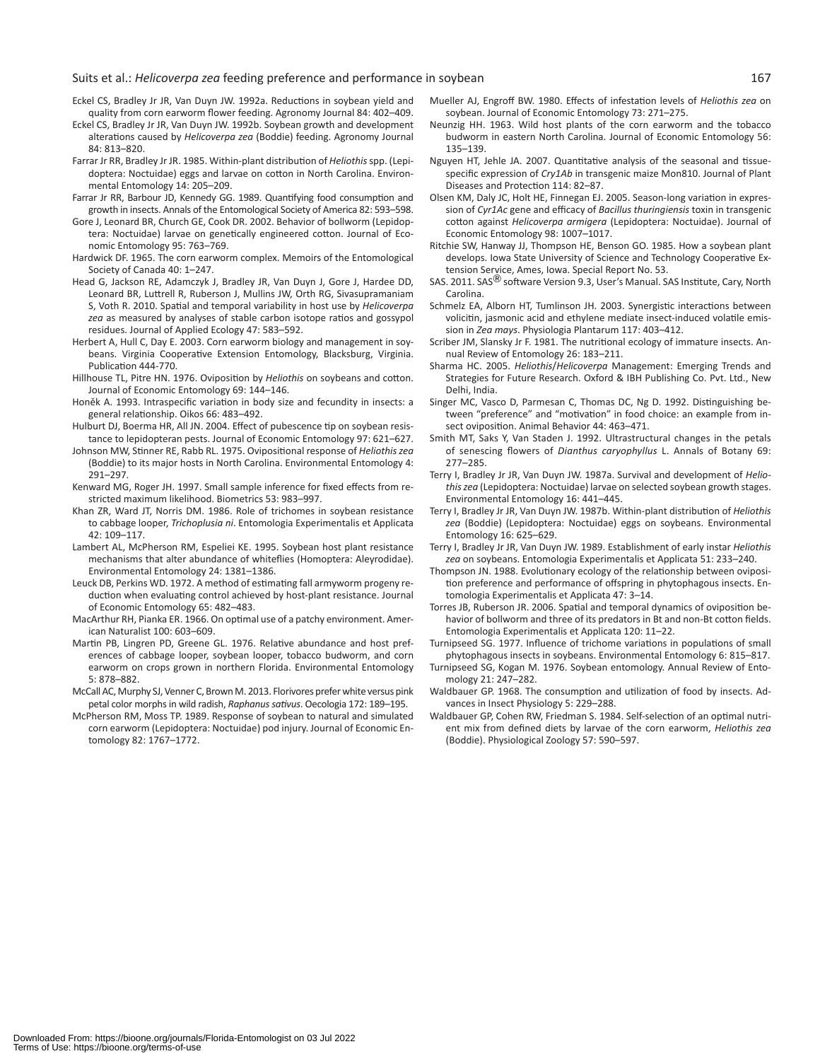Eckel CS, Bradley Jr JR, Van Duyn JW. 1992a. Reductions in soybean yield and quality from corn earworm flower feeding. Agronomy Journal 84: 402–409.

Eckel CS, Bradley Jr JR, Van Duyn JW. 1992b. Soybean growth and development alterations caused by *Helicoverpa zea* (Boddie) feeding. Agronomy Journal 84: 813–820.

Farrar Jr RR, Bradley Jr JR. 1985. Within-plant distribution of *Heliothis* spp. (Lepidoptera: Noctuidae) eggs and larvae on cotton in North Carolina. Environmental Entomology 14: 205–209.

Farrar Jr RR, Barbour JD, Kennedy GG. 1989. Quantifying food consumption and growth in insects. Annals of the Entomological Society of America 82: 593–598.

Gore J, Leonard BR, Church GE, Cook DR. 2002. Behavior of bollworm (Lepidoptera: Noctuidae) larvae on genetically engineered cotton. Journal of Economic Entomology 95: 763–769.

Hardwick DF. 1965. The corn earworm complex. Memoirs of the Entomological Society of Canada 40: 1–247.

Head G, Jackson RE, Adamczyk J, Bradley JR, Van Duyn J, Gore J, Hardee DD, Leonard BR, Luttrell R, Ruberson J, Mullins JW, Orth RG, Sivasupramaniam S, Voth R. 2010. Spatial and temporal variability in host use by *Helicoverpa zea* as measured by analyses of stable carbon isotope ratios and gossypol residues. Journal of Applied Ecology 47: 583–592.

Herbert A, Hull C, Day E. 2003. Corn earworm biology and management in soybeans. Virginia Cooperative Extension Entomology, Blacksburg, Virginia. Publication 444-770.

Hillhouse TL, Pitre HN. 1976. Oviposition by *Heliothis* on soybeans and cotton. Journal of Economic Entomology 69: 144–146.

Honěk A. 1993. Intraspecific variation in body size and fecundity in insects: a general relationship. Oikos 66: 483–492.

Hulburt DJ, Boerma HR, All JN. 2004. Effect of pubescence tip on soybean resistance to lepidopteran pests. Journal of Economic Entomology 97: 621–627.

Johnson MW, Stinner RE, Rabb RL. 1975. Ovipositional response of *Heliothis zea* (Boddie) to its major hosts in North Carolina. Environmental Entomology 4: 291–297.

Kenward MG, Roger JH. 1997. Small sample inference for fixed effects from restricted maximum likelihood. Biometrics 53: 983–997.

Khan ZR, Ward JT, Norris DM. 1986. Role of trichomes in soybean resistance to cabbage looper, *Trichoplusia ni*. Entomologia Experimentalis et Applicata 42: 109–117.

Lambert AL, McPherson RM, Espeliei KE. 1995. Soybean host plant resistance mechanisms that alter abundance of whiteflies (Homoptera: Aleyrodidae). Environmental Entomology 24: 1381–1386.

Leuck DB, Perkins WD. 1972. A method of estimating fall armyworm progeny reduction when evaluating control achieved by host-plant resistance. Journal of Economic Entomology 65: 482–483.

MacArthur RH, Pianka ER. 1966. On optimal use of a patchy environment. American Naturalist 100: 603–609.

Martin PB, Lingren PD, Greene GL. 1976. Relative abundance and host preferences of cabbage looper, soybean looper, tobacco budworm, and corn earworm on crops grown in northern Florida. Environmental Entomology 5: 878–882.

McCall AC, Murphy SJ, Venner C, Brown M. 2013. Florivores prefer white versus pink petal color morphs in wild radish, *Raphanus sativus*. Oecologia 172: 189–195.

McPherson RM, Moss TP. 1989. Response of soybean to natural and simulated corn earworm (Lepidoptera: Noctuidae) pod injury. Journal of Economic Entomology 82: 1767–1772.

Mueller AJ, Engroff BW. 1980. Effects of infestation levels of *Heliothis zea* on soybean. Journal of Economic Entomology 73: 271–275.

Neunzig HH. 1963. Wild host plants of the corn earworm and the tobacco budworm in eastern North Carolina. Journal of Economic Entomology 56: 135–139.

Nguyen HT, Jehle JA. 2007. Quantitative analysis of the seasonal and tissue-specific expression of *Cry1Ab* in transgenic maize Mon810. Journal of Plant Diseases and Protection 114: 82–87.

Olsen KM, Daly JC, Holt HE, Finnegan EJ. 2005. Season-long variation in expression of *Cyr1Ac* gene and efficacy of *Bacillus thuringiensis* toxin in transgenic cotton against *Helicoverpa armigera* (Lepidoptera: Noctuidae). Journal of Economic Entomology 98: 1007–1017.

Ritchie SW, Hanway JJ, Thompson HE, Benson GO. 1985. How a soybean plant develops. Iowa State University of Science and Technology Cooperative Extension Service, Ames, Iowa. Special Report No. 53.

SAS. 2011. SAS® software Version 9.3, User's Manual. SAS Institute, Cary, North Carolina.

Schmelz EA, Alborn HT, Tumlinson JH. 2003. Synergistic interactions between volicitin, jasmonic acid and ethylene mediate insect-induced volatile emission in *Zea mays*. Physiologia Plantarum 117: 403–412.

Scriber JM, Slansky Jr F. 1981. The nutritional ecology of immature insects. Annual Review of Entomology 26: 183–211.

Sharma HC. 2005. *Heliothis*/*Helicoverpa* Management: Emerging Trends and Strategies for Future Research. Oxford & IBH Publishing Co. Pvt. Ltd., New Delhi, India.

Singer MC, Vasco D, Parmesan C, Thomas DC, Ng D. 1992. Distinguishing between "preference" and "motivation" in food choice: an example from insect oviposition. Animal Behavior 44: 463–471.

Smith MT, Saks Y, Van Staden J. 1992. Ultrastructural changes in the petals of senescing flowers of *Dianthus caryophyllus* L. Annals of Botany 69: 277–285.

Terry I, Bradley Jr JR, Van Duyn JW. 1987a. Survival and development of *Heliothis zea* (Lepidoptera: Noctuidae) larvae on selected soybean growth stages. Environmental Entomology 16: 441–445.

Terry I, Bradley Jr JR, Van Duyn JW. 1987b. Within-plant distribution of *Heliothis zea* (Boddie) (Lepidoptera: Noctuidae) eggs on soybeans. Environmental Entomology 16: 625–629.

Terry I, Bradley Jr JR, Van Duyn JW. 1989. Establishment of early instar *Heliothis zea* on soybeans. Entomologia Experimentalis et Applicata 51: 233–240.

Thompson JN. 1988. Evolutionary ecology of the relationship between oviposition preference and performance of offspring in phytophagous insects. Entomologia Experimentalis et Applicata 47: 3–14.

Torres JB, Ruberson JR. 2006. Spatial and temporal dynamics of oviposition behavior of bollworm and three of its predators in Bt and non-Bt cotton fields. Entomologia Experimentalis et Applicata 120: 11–22.

Turnipseed SG. 1977. Influence of trichome variations in populations of small phytophagous insects in soybeans. Environmental Entomology 6: 815–817.

Turnipseed SG, Kogan M. 1976. Soybean entomology. Annual Review of Entomology 21: 247–282.

Waldbauer GP. 1968. The consumption and utilization of food by insects. Advances in Insect Physiology 5: 229–288.

Waldbauer GP, Cohen RW, Friedman S. 1984. Self-selection of an optimal nutrient mix from defined diets by larvae of the corn earworm, *Heliothis zea* (Boddie). Physiological Zoology 57: 590–597.